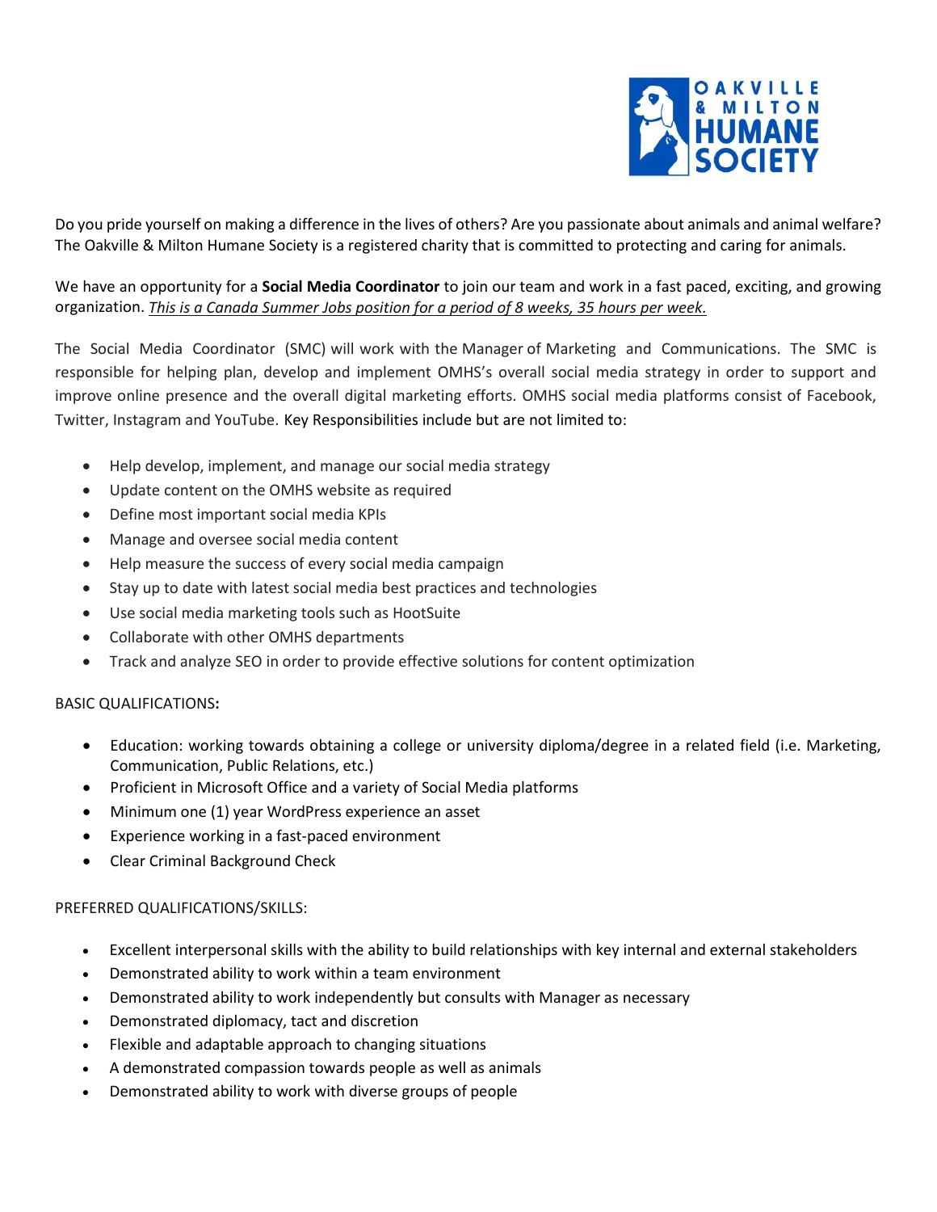OAKVILLE & MILTON HUMANE SOCIETY

Do you pride yourself on making a difference in the lives of others? Are you passionate about animals and animal welfare? The Oakville & Milton Humane Society is a registered charity that is committed to protecting and caring for animals.

We have an opportunity for a **Social Media Coordinator** to join our team and work in a fast paced, exciting, and growing organization. *This is a Canada Summer Jobs position for a period of 8 weeks, 35 hours per week.*

The Social Media Coordinator (SMC) will work with the Manager of Marketing and Communications. The SMC is responsible for helping plan, develop and implement OMHS's overall social media strategy in order to support and improve online presence and the overall digital marketing efforts. OMHS social media platforms consist of Facebook, Twitter, Instagram and YouTube. Key Responsibilities include but are not limited to:

- Help develop, implement, and manage our social media strategy
- Update content on the OMHS website as required
- Define most important social media KPIs
- Manage and oversee social media content
- Help measure the success of every social media campaign
- Stay up to date with latest social media best practices and technologies
- Use social media marketing tools such as HootSuite
- Collaborate with other OMHS departments
- Track and analyze SEO in order to provide effective solutions for content optimization

BASIC QUALIFICATIONS**:**

- Education: working towards obtaining a college or university diploma/degree in a related field (i.e. Marketing, Communication, Public Relations, etc.)
- Proficient in Microsoft Office and a variety of Social Media platforms
- Minimum one (1) year WordPress experience an asset
- Experience working in a fast-paced environment
- Clear Criminal Background Check

PREFERRED QUALIFICATIONS/SKILLS:

- Excellent interpersonal skills with the ability to build relationships with key internal and external stakeholders
- Demonstrated ability to work within a team environment
- Demonstrated ability to work independently but consults with Manager as necessary
- Demonstrated diplomacy, tact and discretion
- Flexible and adaptable approach to changing situations
- A demonstrated compassion towards people as well as animals
- Demonstrated ability to work with diverse groups of people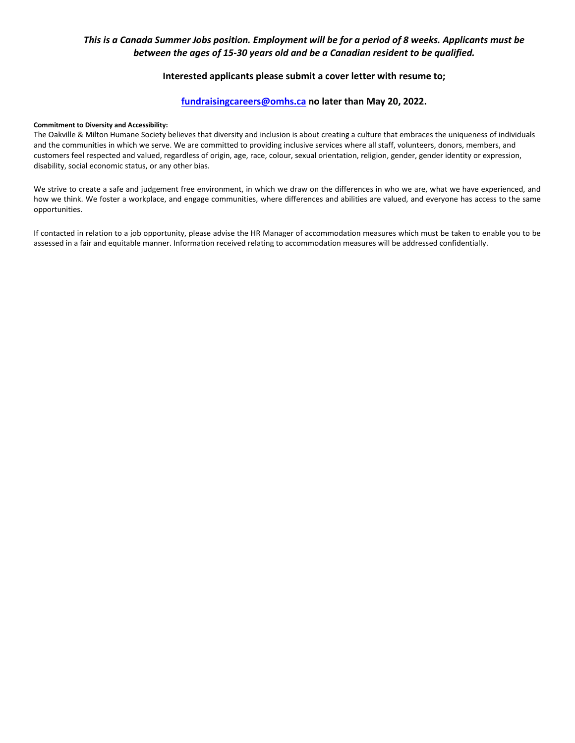***This is a Canada Summer Jobs position. Employment will be for a period of 8 weeks. Applicants must be between the ages of 15-30 years old and be a Canadian resident to be qualified.***

**Interested applicants please submit a cover letter with resume to;**

**[fundraisingcareers@omhs.ca](mailto:fundraisingcareers@omhs.ca) no later than May 20, 2022.**

**Commitment to Diversity and Accessibility:**

The Oakville & Milton Humane Society believes that diversity and inclusion is about creating a culture that embraces the uniqueness of individuals and the communities in which we serve. We are committed to providing inclusive services where all staff, volunteers, donors, members, and customers feel respected and valued, regardless of origin, age, race, colour, sexual orientation, religion, gender, gender identity or expression, disability, social economic status, or any other bias.

We strive to create a safe and judgement free environment, in which we draw on the differences in who we are, what we have experienced, and how we think. We foster a workplace, and engage communities, where differences and abilities are valued, and everyone has access to the same opportunities.

If contacted in relation to a job opportunity, please advise the HR Manager of accommodation measures which must be taken to enable you to be assessed in a fair and equitable manner. Information received relating to accommodation measures will be addressed confidentially.